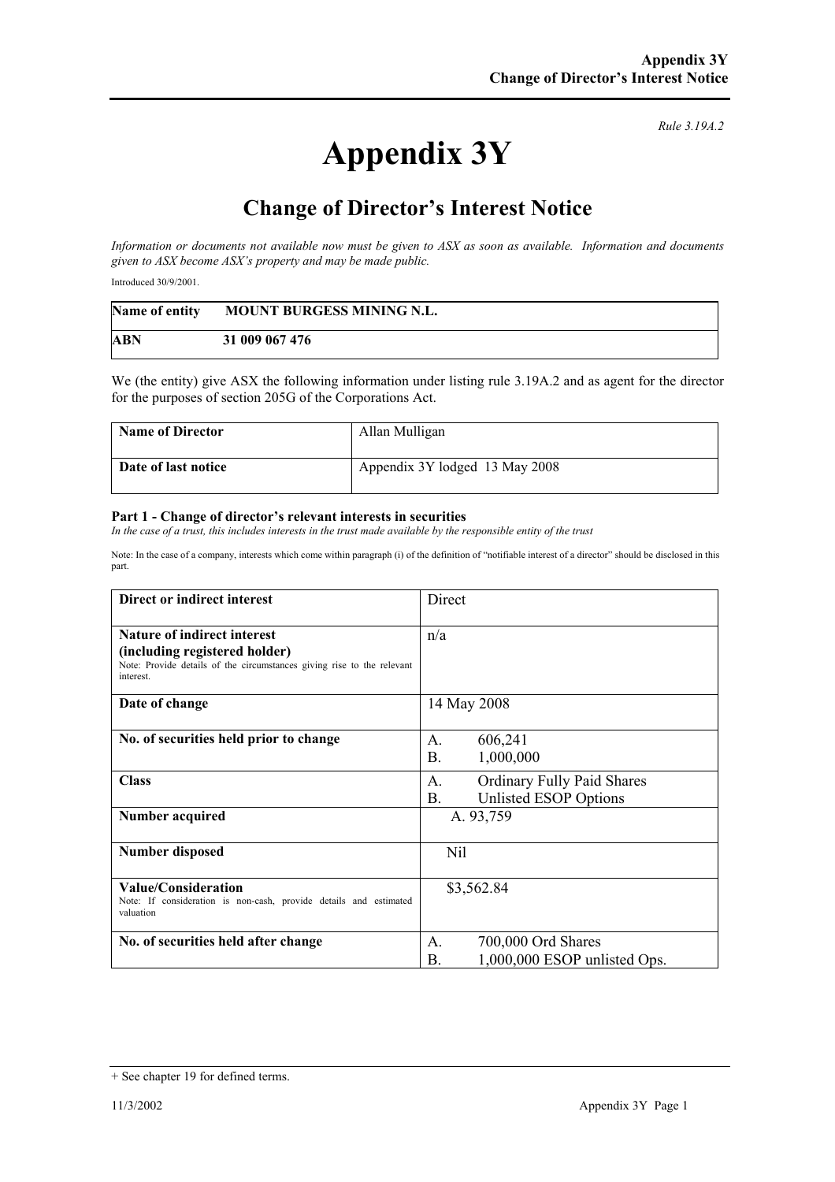Rule 3.19A.2

# Appendix 3Y

## Change of Director's Interest Notice

*Information or documents not available now must be given to ASX as soon as available. Information and documents given to ASX become ASX's property and may be made public.*

Introduced 30/9/2001.

| Name of entity | MOUNT BURGESS MINING N.L. |
|---|---|
| ABN | 31 009 067 476 |

We (the entity) give ASX the following information under listing rule 3.19A.2 and as agent for the director for the purposes of section 205G of the Corporations Act.

| Name of Director | Allan Mulligan |
|---|---|
| Date of last notice | Appendix 3Y lodged 13 May 2008 |

### Part 1 - Change of director's relevant interests in securities

*In the case of a trust, this includes interests in the trust made available by the responsible entity of the trust*

Note: In the case of a company, interests which come within paragraph (i) of the definition of "notifiable interest of a director" should be disclosed in this part.

| Direct or indirect interest | Direct |
|---|---|
| **Nature of indirect interest (including registered holder)**<br>Note: Provide details of the circumstances giving rise to the relevant interest. | n/a |
| **Date of change** | 14 May 2008 |
| **No. of securities held prior to change** | A. 606,241<br>B. 1,000,000 |
| **Class** | A. Ordinary Fully Paid Shares<br>B. Unlisted ESOP Options |
| **Number acquired** | A. 93,759 |
| **Number disposed** | Nil |
| **Value/Consideration**<br>Note: If consideration is non-cash, provide details and estimated valuation | $3,562.84 |
| **No. of securities held after change** | A. 700,000 Ord Shares<br>B. 1,000,000 ESOP unlisted Ops. |

+ See chapter 19 for defined terms.

11/3/2002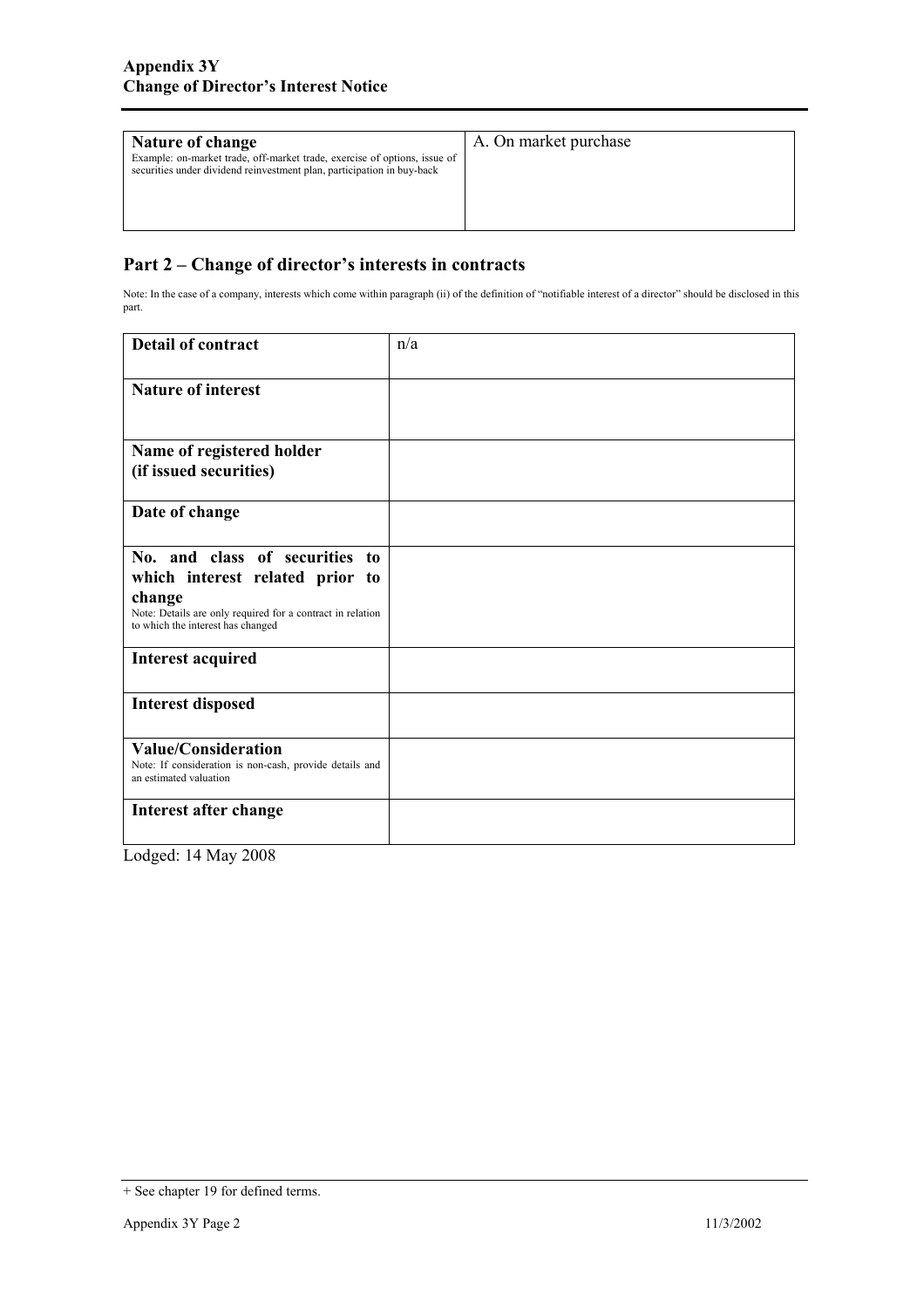| | |
|---|---|
| **Nature of change**<br>Example: on-market trade, off-market trade, exercise of options, issue of securities under dividend reinvestment plan, participation in buy-back | A. On market purchase |

## Part 2 – Change of director's interests in contracts

Note: In the case of a company, interests which come within paragraph (ii) of the definition of "notifiable interest of a director" should be disclosed in this part.

| | |
|---|---|
| **Detail of contract** | n/a |
| **Nature of interest** | |
| **Name of registered holder (if issued securities)** | |
| **Date of change** | |
| **No. and class of securities to which interest related prior to change**<br>Note: Details are only required for a contract in relation to which the interest has changed | |
| **Interest acquired** | |
| **Interest disposed** | |
| **Value/Consideration**<br>Note: If consideration is non-cash, provide details and an estimated valuation | |
| **Interest after change** | |

Lodged: 14 May 2008

+ See chapter 19 for defined terms.